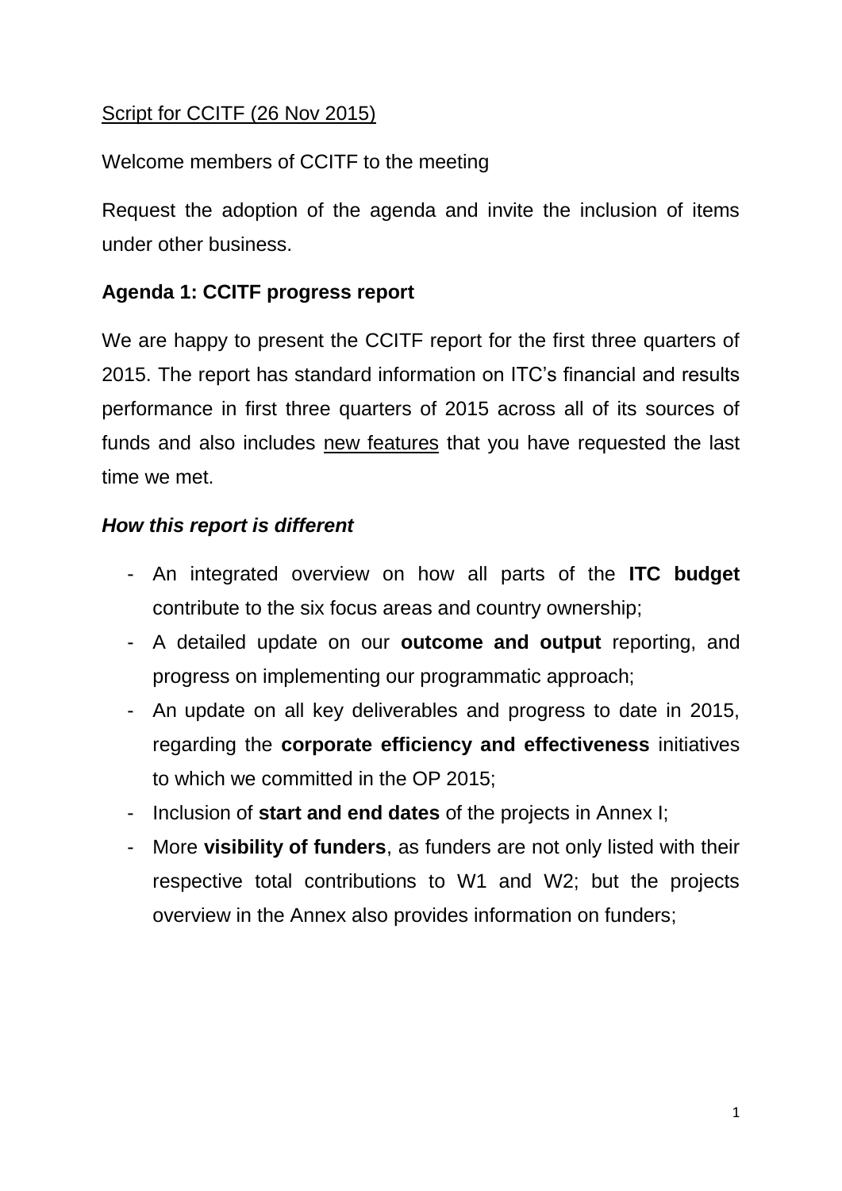<u>Script for CCITF (26 Nov 2015)</u>

Welcome members of CCITF to the meeting

Request the adoption of the agenda and invite the inclusion of items under other business.

**Agenda 1: CCITF progress report**

We are happy to present the CCITF report for the first three quarters of 2015. The report has standard information on ITC's financial and results performance in first three quarters of 2015 across all of its sources of funds and also includes <u>new features</u> that you have requested the last time we met.

***How this report is different***

- An integrated overview on how all parts of the **ITC budget** contribute to the six focus areas and country ownership;
- A detailed update on our **outcome and output** reporting, and progress on implementing our programmatic approach;
- An update on all key deliverables and progress to date in 2015, regarding the **corporate efficiency and effectiveness** initiatives to which we committed in the OP 2015;
- Inclusion of **start and end dates** of the projects in Annex I;
- More **visibility of funders**, as funders are not only listed with their respective total contributions to W1 and W2; but the projects overview in the Annex also provides information on funders;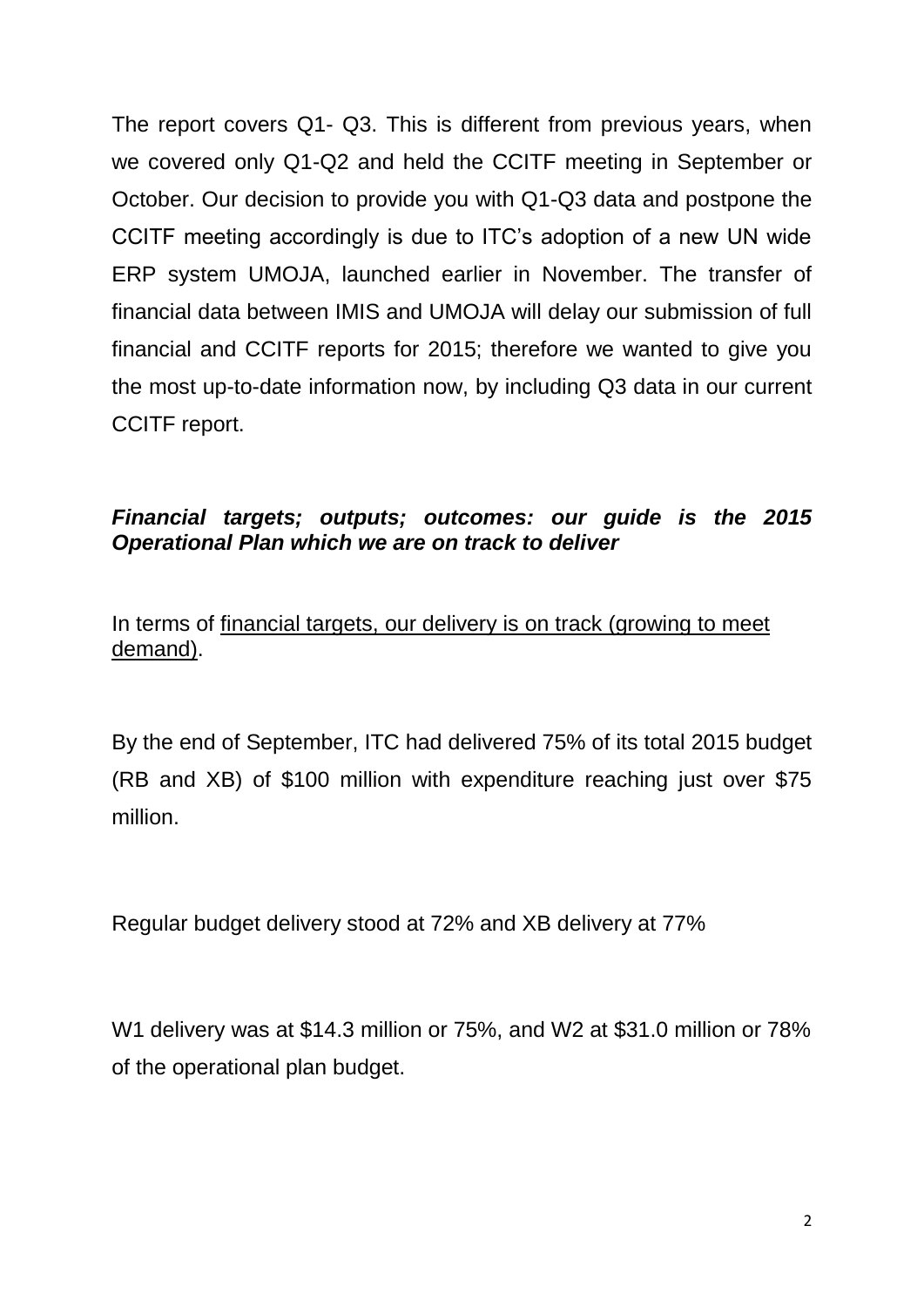The report covers Q1- Q3. This is different from previous years, when we covered only Q1-Q2 and held the CCITF meeting in September or October. Our decision to provide you with Q1-Q3 data and postpone the CCITF meeting accordingly is due to ITC's adoption of a new UN wide ERP system UMOJA, launched earlier in November. The transfer of financial data between IMIS and UMOJA will delay our submission of full financial and CCITF reports for 2015; therefore we wanted to give you the most up-to-date information now, by including Q3 data in our current CCITF report.

***Financial targets; outputs; outcomes: our guide is the 2015 Operational Plan which we are on track to deliver***

In terms of <u>financial targets, our delivery is on track (growing to meet demand)</u>.

By the end of September, ITC had delivered 75% of its total 2015 budget (RB and XB) of $100 million with expenditure reaching just over $75 million.

Regular budget delivery stood at 72% and XB delivery at 77%

W1 delivery was at $14.3 million or 75%, and W2 at $31.0 million or 78% of the operational plan budget.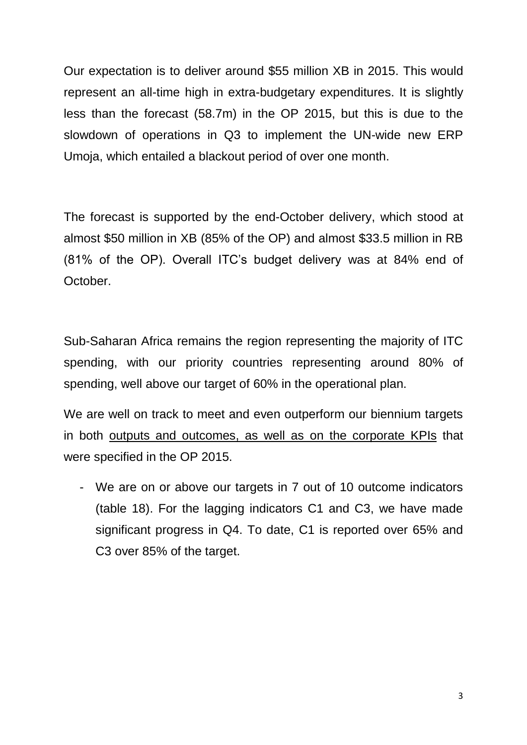Our expectation is to deliver around $55 million XB in 2015. This would represent an all-time high in extra-budgetary expenditures. It is slightly less than the forecast (58.7m) in the OP 2015, but this is due to the slowdown of operations in Q3 to implement the UN-wide new ERP Umoja, which entailed a blackout period of over one month.

The forecast is supported by the end-October delivery, which stood at almost $50 million in XB (85% of the OP) and almost $33.5 million in RB (81% of the OP). Overall ITC's budget delivery was at 84% end of October.

Sub-Saharan Africa remains the region representing the majority of ITC spending, with our priority countries representing around 80% of spending, well above our target of 60% in the operational plan.

We are well on track to meet and even outperform our biennium targets in both <u>outputs and outcomes, as well as on the corporate KPIs</u> that were specified in the OP 2015.

- We are on or above our targets in 7 out of 10 outcome indicators (table 18). For the lagging indicators C1 and C3, we have made significant progress in Q4. To date, C1 is reported over 65% and C3 over 85% of the target.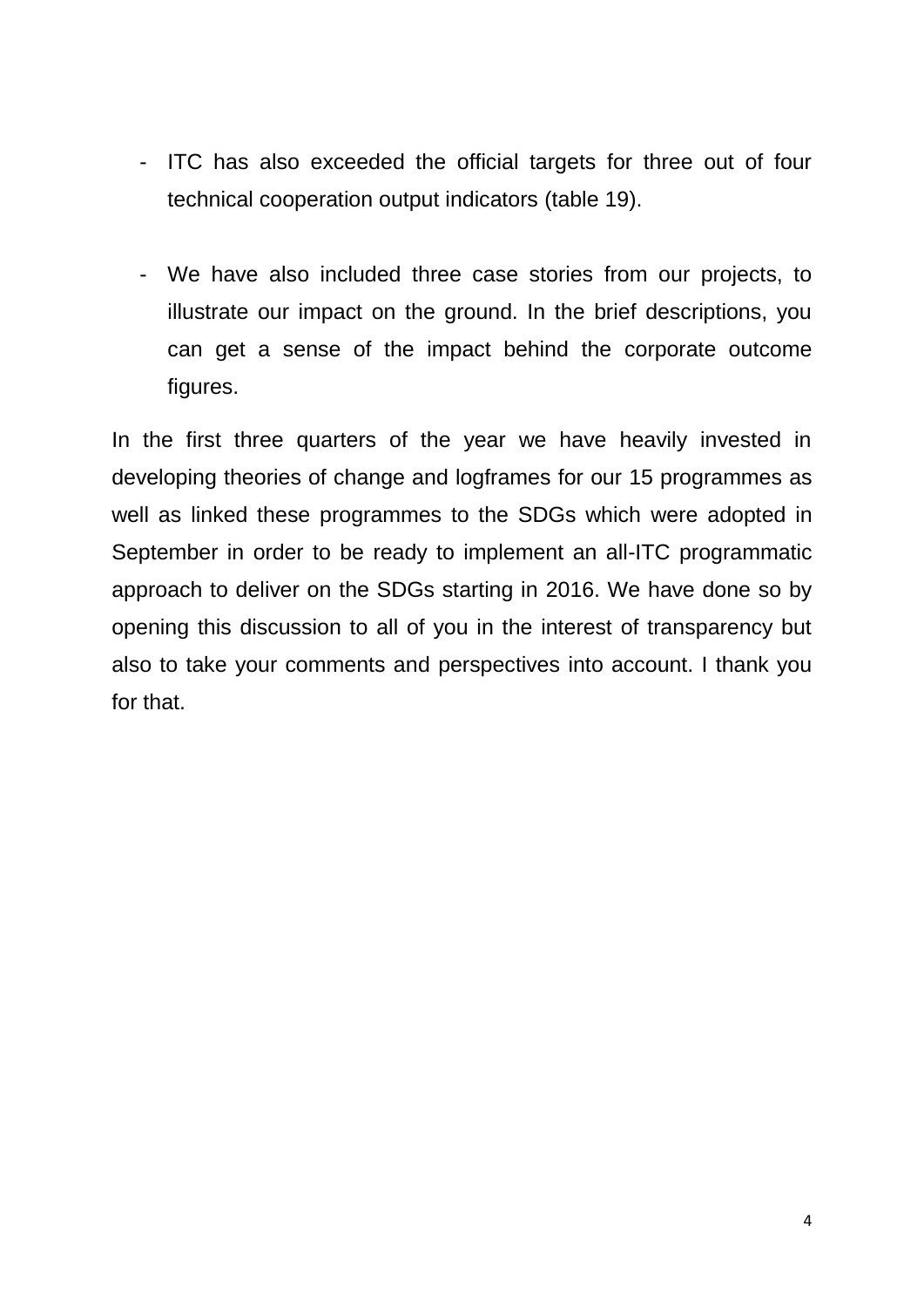- ITC has also exceeded the official targets for three out of four technical cooperation output indicators (table 19).

- We have also included three case stories from our projects, to illustrate our impact on the ground. In the brief descriptions, you can get a sense of the impact behind the corporate outcome figures.

In the first three quarters of the year we have heavily invested in developing theories of change and logframes for our 15 programmes as well as linked these programmes to the SDGs which were adopted in September in order to be ready to implement an all-ITC programmatic approach to deliver on the SDGs starting in 2016. We have done so by opening this discussion to all of you in the interest of transparency but also to take your comments and perspectives into account. I thank you for that.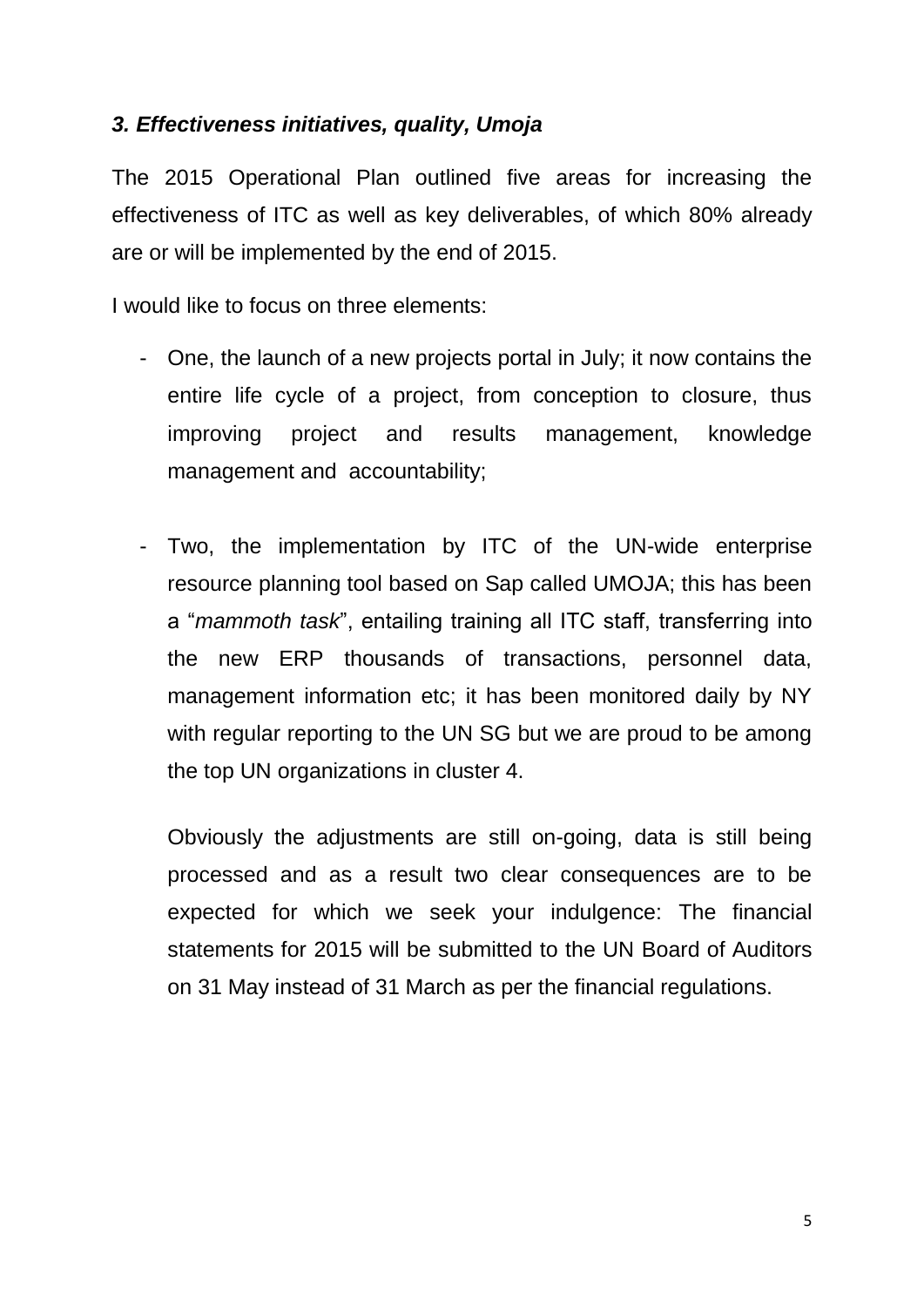### *3. Effectiveness initiatives, quality, Umoja*

The 2015 Operational Plan outlined five areas for increasing the effectiveness of ITC as well as key deliverables, of which 80% already are or will be implemented by the end of 2015.

I would like to focus on three elements:

- One, the launch of a new projects portal in July; it now contains the entire life cycle of a project, from conception to closure, thus improving project and results management, knowledge management and accountability;

- Two, the implementation by ITC of the UN-wide enterprise resource planning tool based on Sap called UMOJA; this has been a "*mammoth task*", entailing training all ITC staff, transferring into the new ERP thousands of transactions, personnel data, management information etc; it has been monitored daily by NY with regular reporting to the UN SG but we are proud to be among the top UN organizations in cluster 4.

  Obviously the adjustments are still on-going, data is still being processed and as a result two clear consequences are to be expected for which we seek your indulgence: The financial statements for 2015 will be submitted to the UN Board of Auditors on 31 May instead of 31 March as per the financial regulations.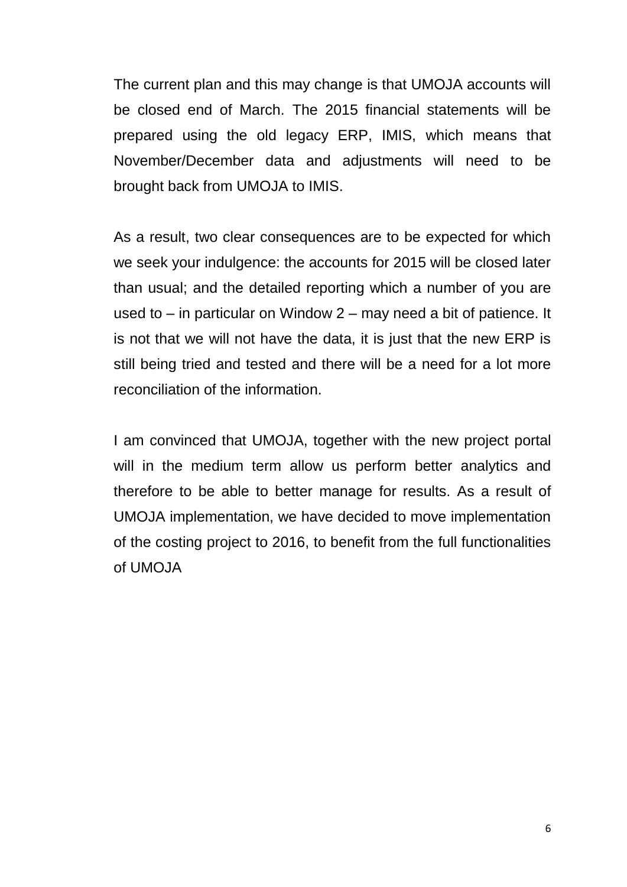The current plan and this may change is that UMOJA accounts will be closed end of March. The 2015 financial statements will be prepared using the old legacy ERP, IMIS, which means that November/December data and adjustments will need to be brought back from UMOJA to IMIS.

As a result, two clear consequences are to be expected for which we seek your indulgence: the accounts for 2015 will be closed later than usual; and the detailed reporting which a number of you are used to – in particular on Window 2 – may need a bit of patience. It is not that we will not have the data, it is just that the new ERP is still being tried and tested and there will be a need for a lot more reconciliation of the information.

I am convinced that UMOJA, together with the new project portal will in the medium term allow us perform better analytics and therefore to be able to better manage for results. As a result of UMOJA implementation, we have decided to move implementation of the costing project to 2016, to benefit from the full functionalities of UMOJA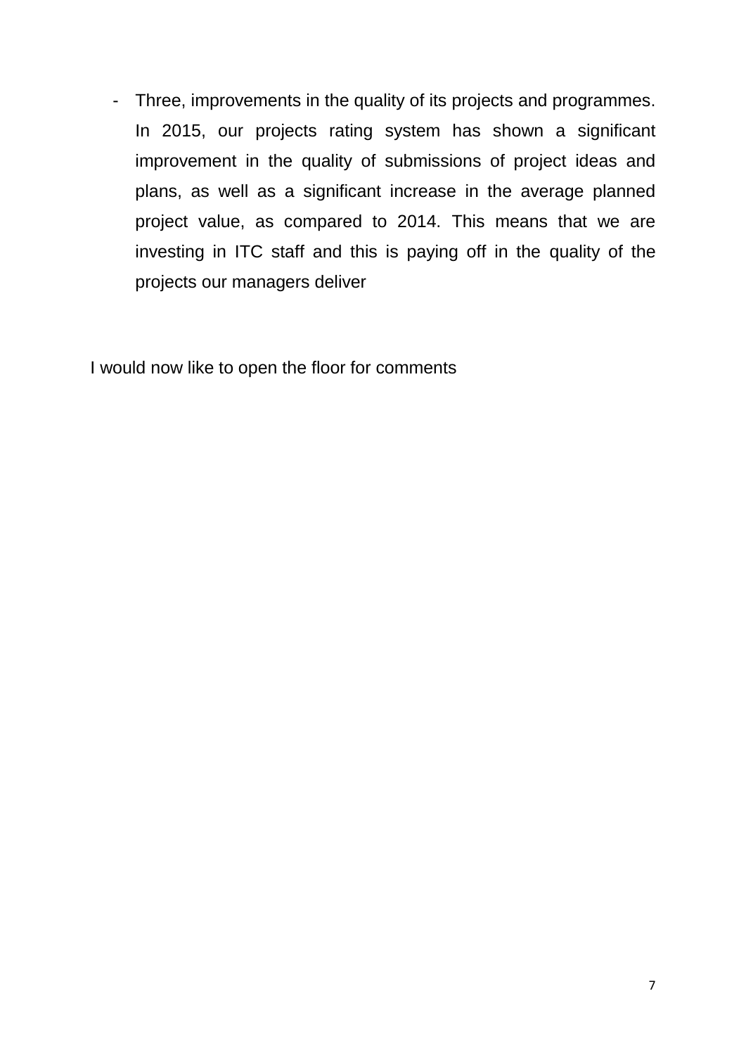- Three, improvements in the quality of its projects and programmes. In 2015, our projects rating system has shown a significant improvement in the quality of submissions of project ideas and plans, as well as a significant increase in the average planned project value, as compared to 2014. This means that we are investing in ITC staff and this is paying off in the quality of the projects our managers deliver

I would now like to open the floor for comments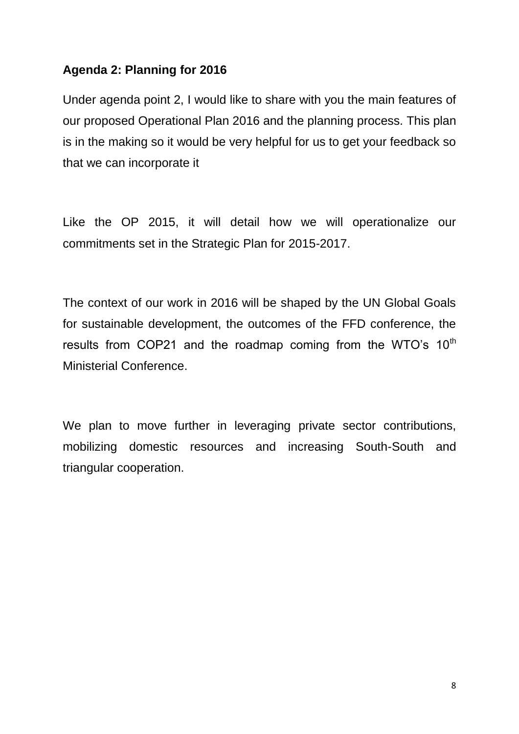**Agenda 2: Planning for 2016**

Under agenda point 2, I would like to share with you the main features of our proposed Operational Plan 2016 and the planning process. This plan is in the making so it would be very helpful for us to get your feedback so that we can incorporate it

Like the OP 2015, it will detail how we will operationalize our commitments set in the Strategic Plan for 2015-2017.

The context of our work in 2016 will be shaped by the UN Global Goals for sustainable development, the outcomes of the FFD conference, the results from COP21 and the roadmap coming from the WTO's 10th Ministerial Conference.

We plan to move further in leveraging private sector contributions, mobilizing domestic resources and increasing South-South and triangular cooperation.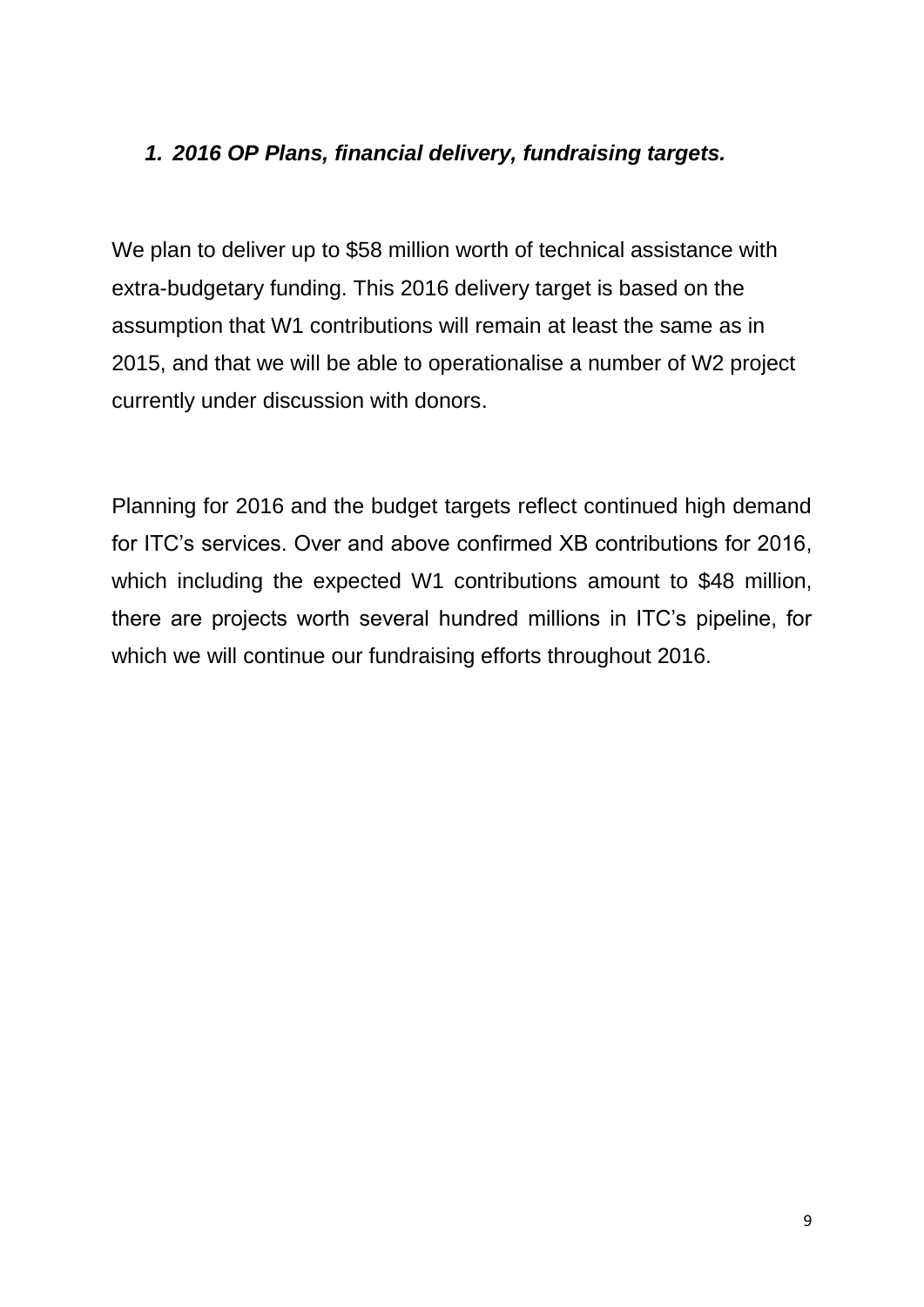## *1. 2016 OP Plans, financial delivery, fundraising targets.*

We plan to deliver up to $58 million worth of technical assistance with extra-budgetary funding. This 2016 delivery target is based on the assumption that W1 contributions will remain at least the same as in 2015, and that we will be able to operationalise a number of W2 project currently under discussion with donors.

Planning for 2016 and the budget targets reflect continued high demand for ITC's services. Over and above confirmed XB contributions for 2016, which including the expected W1 contributions amount to $48 million, there are projects worth several hundred millions in ITC's pipeline, for which we will continue our fundraising efforts throughout 2016.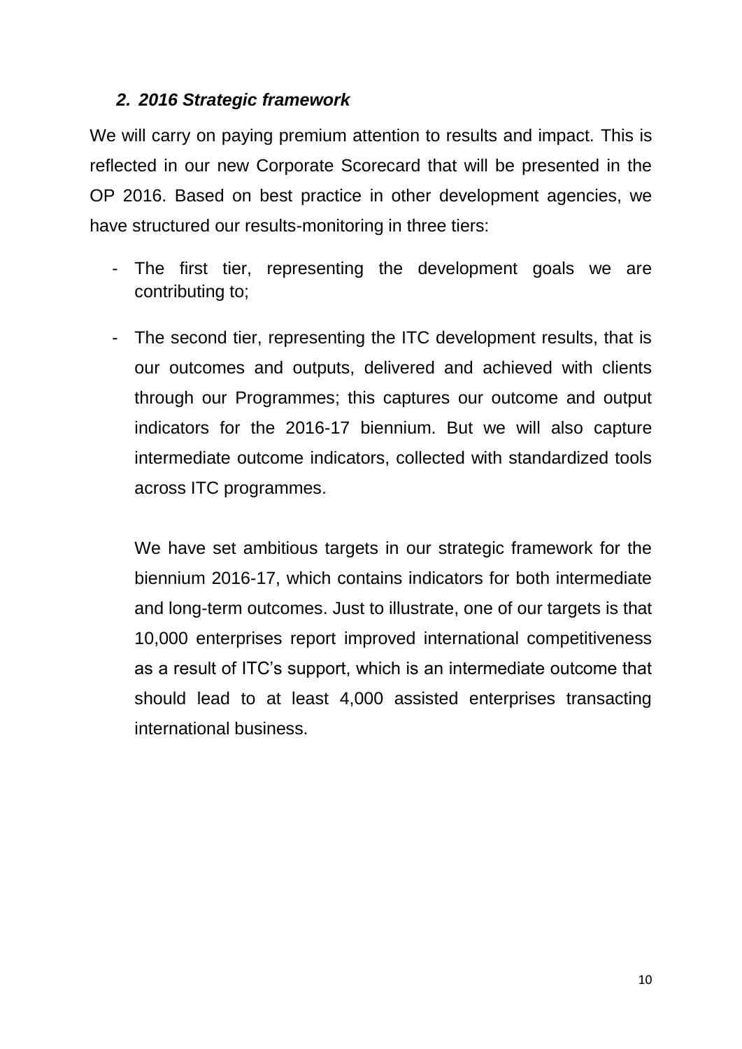### *2. 2016 Strategic framework*

We will carry on paying premium attention to results and impact. This is reflected in our new Corporate Scorecard that will be presented in the OP 2016. Based on best practice in other development agencies, we have structured our results-monitoring in three tiers:

- The first tier, representing the development goals we are contributing to;
- The second tier, representing the ITC development results, that is our outcomes and outputs, delivered and achieved with clients through our Programmes; this captures our outcome and output indicators for the 2016-17 biennium. But we will also capture intermediate outcome indicators, collected with standardized tools across ITC programmes.

  We have set ambitious targets in our strategic framework for the biennium 2016-17, which contains indicators for both intermediate and long-term outcomes. Just to illustrate, one of our targets is that 10,000 enterprises report improved international competitiveness as a result of ITC's support, which is an intermediate outcome that should lead to at least 4,000 assisted enterprises transacting international business.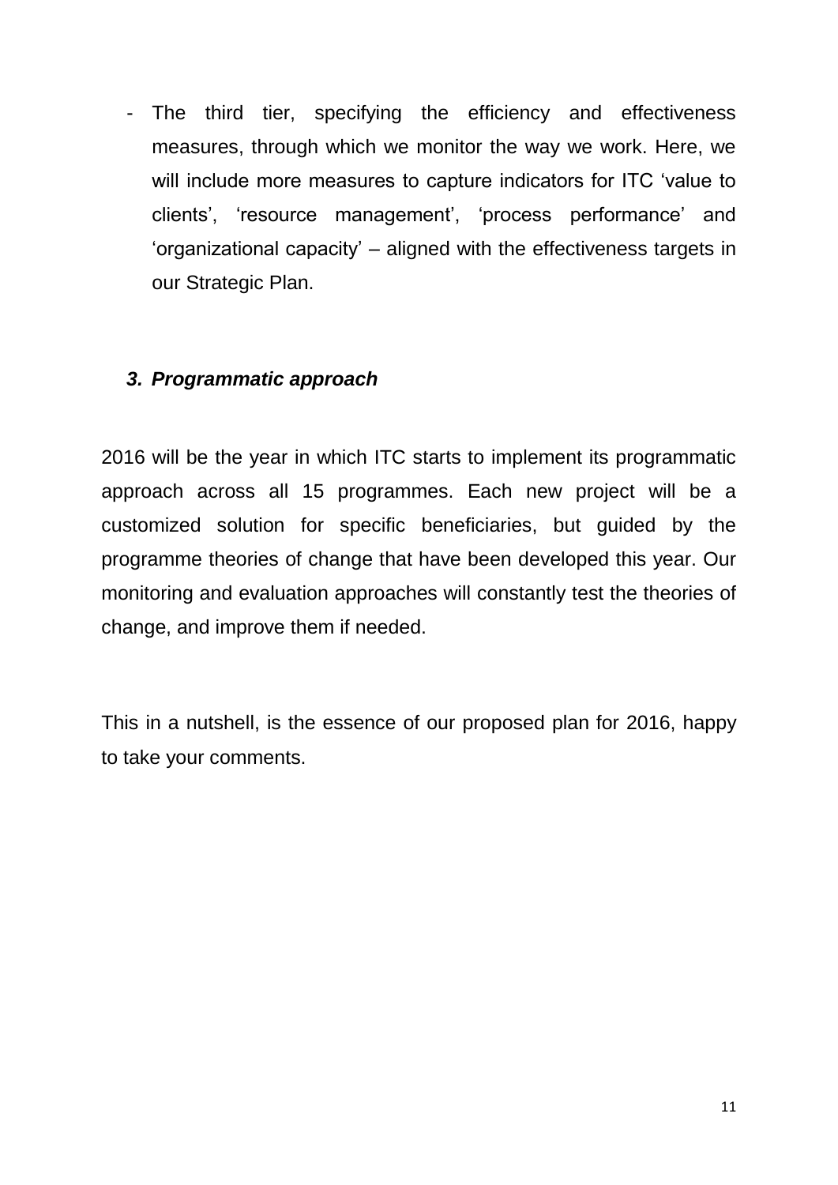- The third tier, specifying the efficiency and effectiveness measures, through which we monitor the way we work. Here, we will include more measures to capture indicators for ITC 'value to clients', 'resource management', 'process performance' and 'organizational capacity' – aligned with the effectiveness targets in our Strategic Plan.

### *3. Programmatic approach*

2016 will be the year in which ITC starts to implement its programmatic approach across all 15 programmes. Each new project will be a customized solution for specific beneficiaries, but guided by the programme theories of change that have been developed this year. Our monitoring and evaluation approaches will constantly test the theories of change, and improve them if needed.

This in a nutshell, is the essence of our proposed plan for 2016, happy to take your comments.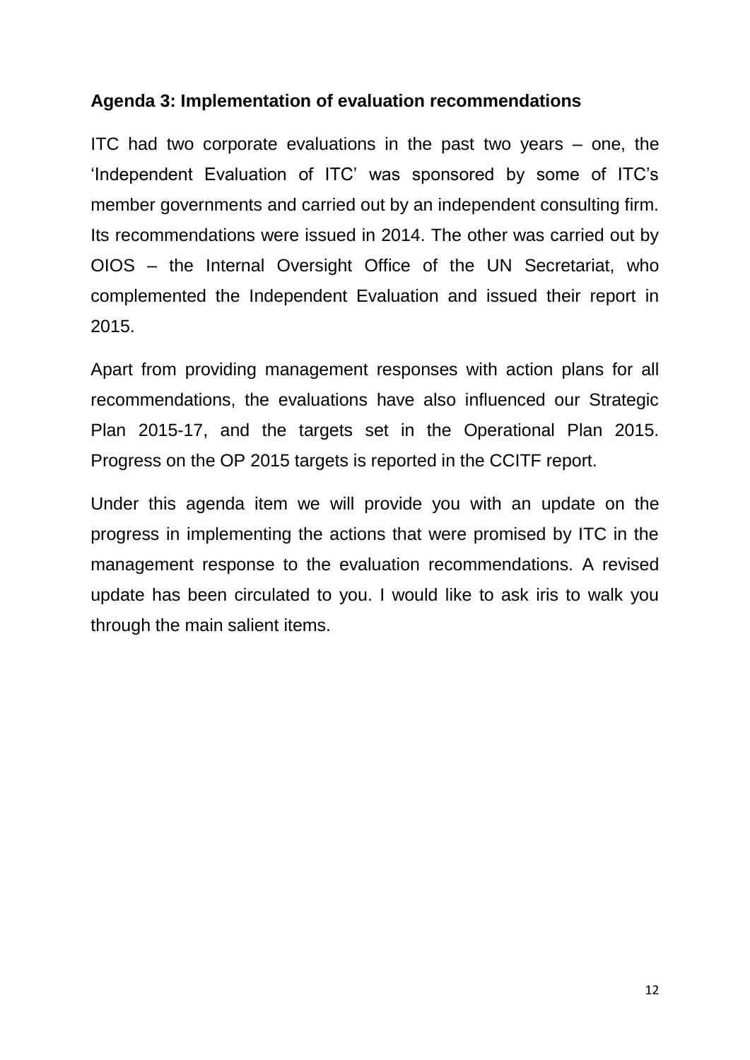**Agenda 3: Implementation of evaluation recommendations**

ITC had two corporate evaluations in the past two years – one, the 'Independent Evaluation of ITC' was sponsored by some of ITC's member governments and carried out by an independent consulting firm. Its recommendations were issued in 2014. The other was carried out by OIOS – the Internal Oversight Office of the UN Secretariat, who complemented the Independent Evaluation and issued their report in 2015.

Apart from providing management responses with action plans for all recommendations, the evaluations have also influenced our Strategic Plan 2015-17, and the targets set in the Operational Plan 2015. Progress on the OP 2015 targets is reported in the CCITF report.

Under this agenda item we will provide you with an update on the progress in implementing the actions that were promised by ITC in the management response to the evaluation recommendations. A revised update has been circulated to you. I would like to ask iris to walk you through the main salient items.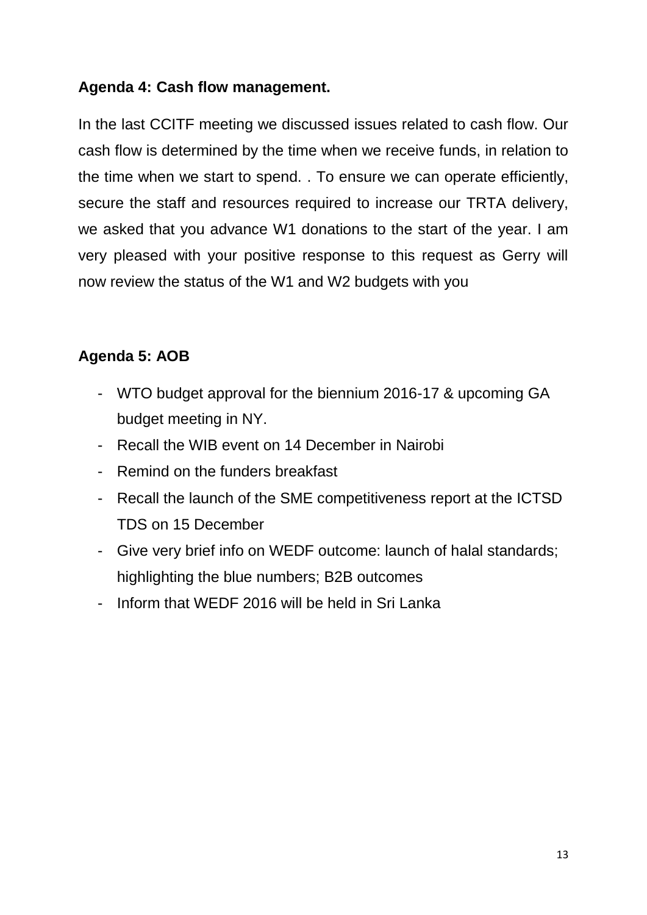**Agenda 4: Cash flow management.**

In the last CCITF meeting we discussed issues related to cash flow. Our cash flow is determined by the time when we receive funds, in relation to the time when we start to spend. . To ensure we can operate efficiently, secure the staff and resources required to increase our TRTA delivery, we asked that you advance W1 donations to the start of the year. I am very pleased with your positive response to this request as Gerry will now review the status of the W1 and W2 budgets with you

**Agenda 5: AOB**

- WTO budget approval for the biennium 2016-17 & upcoming GA budget meeting in NY.
- Recall the WIB event on 14 December in Nairobi
- Remind on the funders breakfast
- Recall the launch of the SME competitiveness report at the ICTSD TDS on 15 December
- Give very brief info on WEDF outcome: launch of halal standards; highlighting the blue numbers; B2B outcomes
- Inform that WEDF 2016 will be held in Sri Lanka